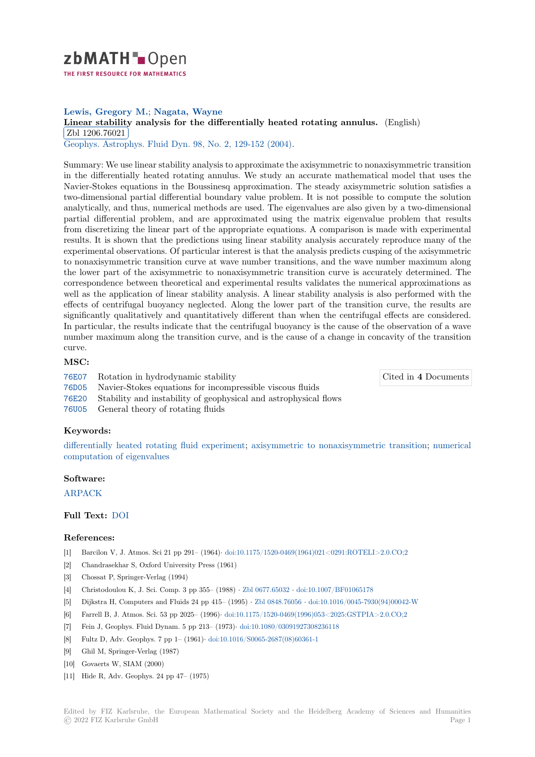# zbMATH Open

THE FIRST RESOURCE FOR MATHEMATICS

**Lewis, Gregory M.; Nagata, Wayne**

**Linear stability analysis for the differentially heated rotating annulus.** (English)

Zbl 1206.76021

Geophys. Astrophys. Fluid Dyn. 98, No. 2, 129-152 (2004).

Summary: We use linear stability analysis to approximate the axisymmetric to nonaxisymmetric transition in the differentially heated rotating annulus. We study an accurate mathematical model that uses the Navier-Stokes equations in the Boussinesq approximation. The steady axisymmetric solution satisfies a two-dimensional partial differential boundary value problem. It is not possible to compute the solution analytically, and thus, numerical methods are used. The eigenvalues are also given by a two-dimensional partial differential problem, and are approximated using the matrix eigenvalue problem that results from discretizing the linear part of the appropriate equations. A comparison is made with experimental results. It is shown that the predictions using linear stability analysis accurately reproduce many of the experimental observations. Of particular interest is that the analysis predicts cusping of the axisymmetric to nonaxisymmetric transition curve at wave number transitions, and the wave number maximum along the lower part of the axisymmetric to nonaxisymmetric transition curve is accurately determined. The correspondence between theoretical and experimental results validates the numerical approximations as well as the application of linear stability analysis. A linear stability analysis is also performed with the effects of centrifugal buoyancy neglected. Along the lower part of the transition curve, the results are significantly qualitatively and quantitatively different than when the centrifugal effects are considered. In particular, the results indicate that the centrifugal buoyancy is the cause of the observation of a wave number maximum along the transition curve, and is the cause of a change in concavity of the transition curve.

### MSC:

- 76E07 Rotation in hydrodynamic stability
- 76D05 Navier-Stokes equations for incompressible viscous fluids
- 76E20 Stability and instability of geophysical and astrophysical flows
- 76U05 General theory of rotating fluids

Cited in **4** Documents

### Keywords:

differentially heated rotating fluid experiment; axisymmetric to nonaxisymmetric transition; numerical computation of eigenvalues

### Software:

ARPACK

### Full Text: DOI

### References:

[1] Barcilon V, J. Atmos. Sci 21 pp 291– (1964)· doi:10.1175/1520-0469(1964)021<0291:ROTELI>2.0.CO;2

[2] Chandrasekhar S, Oxford University Press (1961)

[3] Chossat P, Springer-Verlag (1994)

[4] Christodoulou K, J. Sci. Comp. 3 pp 355– (1988) · Zbl 0677.65032 · doi:10.1007/BF01065178

[5] Dijkstra H, Computers and Fluids 24 pp 415– (1995) · Zbl 0848.76056 · doi:10.1016/0045-7930(94)00042-W

[6] Farrell B, J. Atmos. Sci. 53 pp 2025– (1996)· doi:10.1175/1520-0469(1996)053<2025:GSTPIA>2.0.CO;2

[7] Fein J, Geophys. Fluid Dynam. 5 pp 213– (1973)· doi:10.1080/03091927308236118

[8] Fultz D, Adv. Geophys. 7 pp 1– (1961)· doi:10.1016/S0065-2687(08)60361-1

[9] Ghil M, Springer-Verlag (1987)

[10] Govaerts W, SIAM (2000)

[11] Hide R, Adv. Geophys. 24 pp 47– (1975)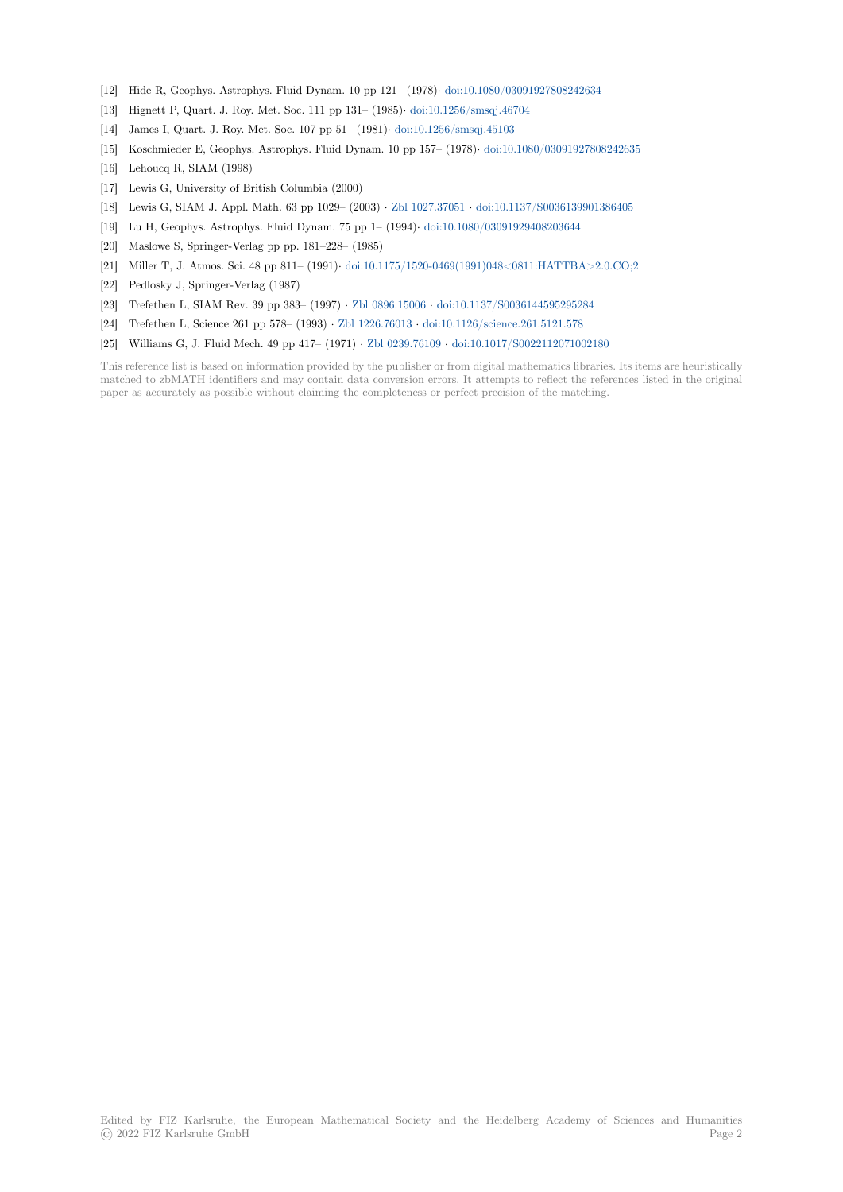[12] Hide R, Geophys. Astrophys. Fluid Dynam. 10 pp 121– (1978)· doi:10.1080/03091927808242634

[13] Hignett P, Quart. J. Roy. Met. Soc. 111 pp 131– (1985)· doi:10.1256/smsqj.46704

[14] James I, Quart. J. Roy. Met. Soc. 107 pp 51– (1981)· doi:10.1256/smsqj.45103

[15] Koschmieder E, Geophys. Astrophys. Fluid Dynam. 10 pp 157– (1978)· doi:10.1080/03091927808242635

[16] Lehoucq R, SIAM (1998)

[17] Lewis G, University of British Columbia (2000)

[18] Lewis G, SIAM J. Appl. Math. 63 pp 1029– (2003) · Zbl 1027.37051 · doi:10.1137/S0036139901386405

[19] Lu H, Geophys. Astrophys. Fluid Dynam. 75 pp 1– (1994)· doi:10.1080/03091929408203644

[20] Maslowe S, Springer-Verlag pp pp. 181–228– (1985)

[21] Miller T, J. Atmos. Sci. 48 pp 811– (1991)· doi:10.1175/1520-0469(1991)048<0811:HATTBA>2.0.CO;2

[22] Pedlosky J, Springer-Verlag (1987)

[23] Trefethen L, SIAM Rev. 39 pp 383– (1997) · Zbl 0896.15006 · doi:10.1137/S0036144595295284

[24] Trefethen L, Science 261 pp 578– (1993) · Zbl 1226.76013 · doi:10.1126/science.261.5121.578

[25] Williams G, J. Fluid Mech. 49 pp 417– (1971) · Zbl 0239.76109 · doi:10.1017/S0022112071002180

This reference list is based on information provided by the publisher or from digital mathematics libraries. Its items are heuristically matched to zbMATH identifiers and may contain data conversion errors. It attempts to reflect the references listed in the original paper as accurately as possible without claiming the completeness or perfect precision of the matching.